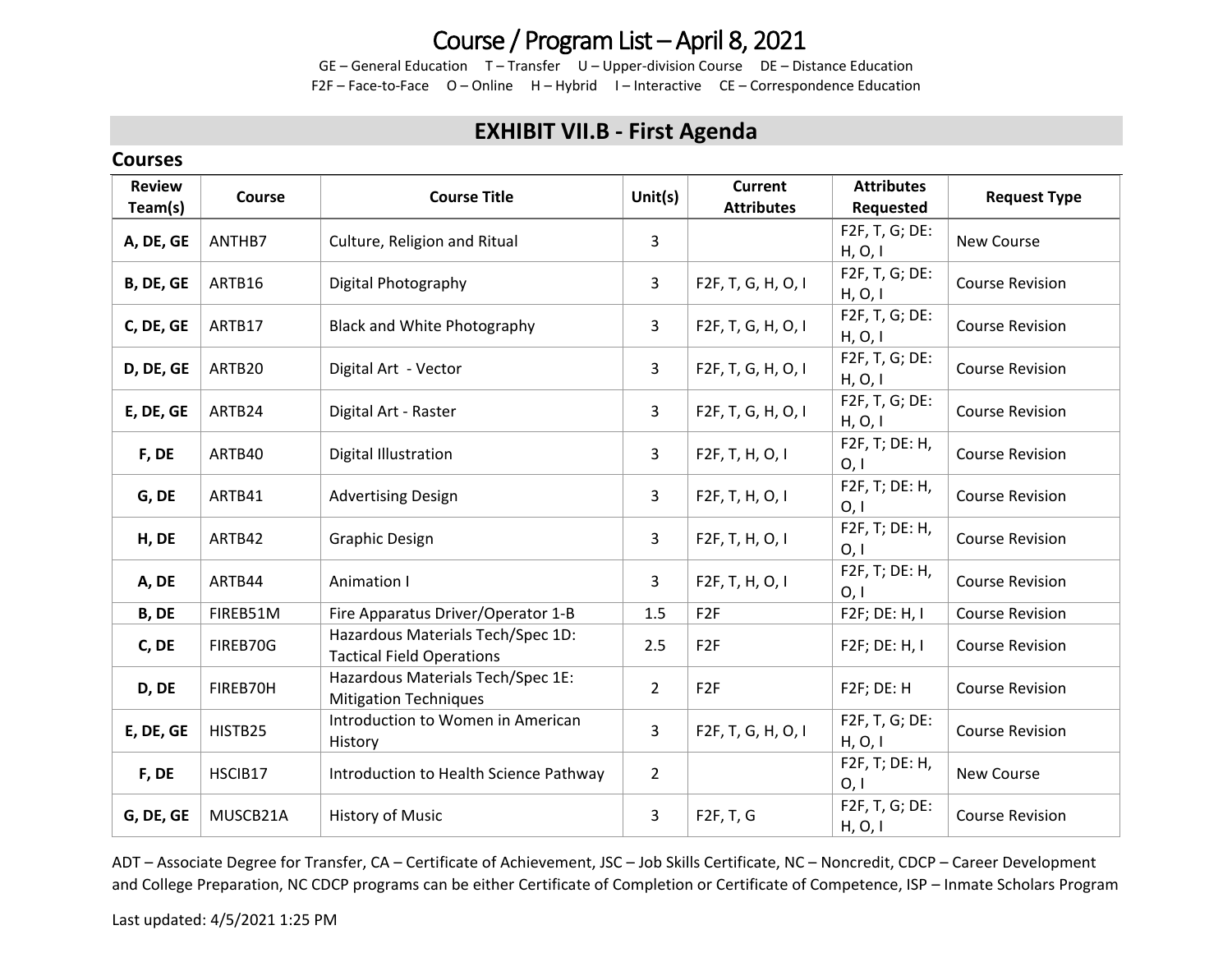# Course / Program List – April 8, 2021

GE – General Education T – Transfer U – Upper-division Course DE – Distance Education
F2F – Face-to-Face O – Online H – Hybrid I – Interactive CE – Correspondence Education

## EXHIBIT VII.B - First Agenda

### Courses

| Review Team(s) | Course | Course Title | Unit(s) | Current Attributes | Attributes Requested | Request Type |
|---|---|---|---|---|---|---|
| **A, DE, GE** | ANTHB7 | Culture, Religion and Ritual | 3 | | F2F, T, G; DE: H, O, I | New Course |
| **B, DE, GE** | ARTB16 | Digital Photography | 3 | F2F, T, G, H, O, I | F2F, T, G; DE: H, O, I | Course Revision |
| **C, DE, GE** | ARTB17 | Black and White Photography | 3 | F2F, T, G, H, O, I | F2F, T, G; DE: H, O, I | Course Revision |
| **D, DE, GE** | ARTB20 | Digital Art - Vector | 3 | F2F, T, G, H, O, I | F2F, T, G; DE: H, O, I | Course Revision |
| **E, DE, GE** | ARTB24 | Digital Art - Raster | 3 | F2F, T, G, H, O, I | F2F, T, G; DE: H, O, I | Course Revision |
| **F, DE** | ARTB40 | Digital Illustration | 3 | F2F, T, H, O, I | F2F, T; DE: H, O, I | Course Revision |
| **G, DE** | ARTB41 | Advertising Design | 3 | F2F, T, H, O, I | F2F, T; DE: H, O, I | Course Revision |
| **H, DE** | ARTB42 | Graphic Design | 3 | F2F, T, H, O, I | F2F, T; DE: H, O, I | Course Revision |
| **A, DE** | ARTB44 | Animation I | 3 | F2F, T, H, O, I | F2F, T; DE: H, O, I | Course Revision |
| **B, DE** | FIREB51M | Fire Apparatus Driver/Operator 1-B | 1.5 | F2F | F2F; DE: H, I | Course Revision |
| **C, DE** | FIREB70G | Hazardous Materials Tech/Spec 1D: Tactical Field Operations | 2.5 | F2F | F2F; DE: H, I | Course Revision |
| **D, DE** | FIREB70H | Hazardous Materials Tech/Spec 1E: Mitigation Techniques | 2 | F2F | F2F; DE: H | Course Revision |
| **E, DE, GE** | HISTB25 | Introduction to Women in American History | 3 | F2F, T, G, H, O, I | F2F, T, G; DE: H, O, I | Course Revision |
| **F, DE** | HSCIB17 | Introduction to Health Science Pathway | 2 | | F2F, T; DE: H, O, I | New Course |
| **G, DE, GE** | MUSCB21A | History of Music | 3 | F2F, T, G | F2F, T, G; DE: H, O, I | Course Revision |

ADT – Associate Degree for Transfer, CA – Certificate of Achievement, JSC – Job Skills Certificate, NC – Noncredit, CDCP – Career Development and College Preparation, NC CDCP programs can be either Certificate of Completion or Certificate of Competence, ISP – Inmate Scholars Program

Last updated: 4/5/2021 1:25 PM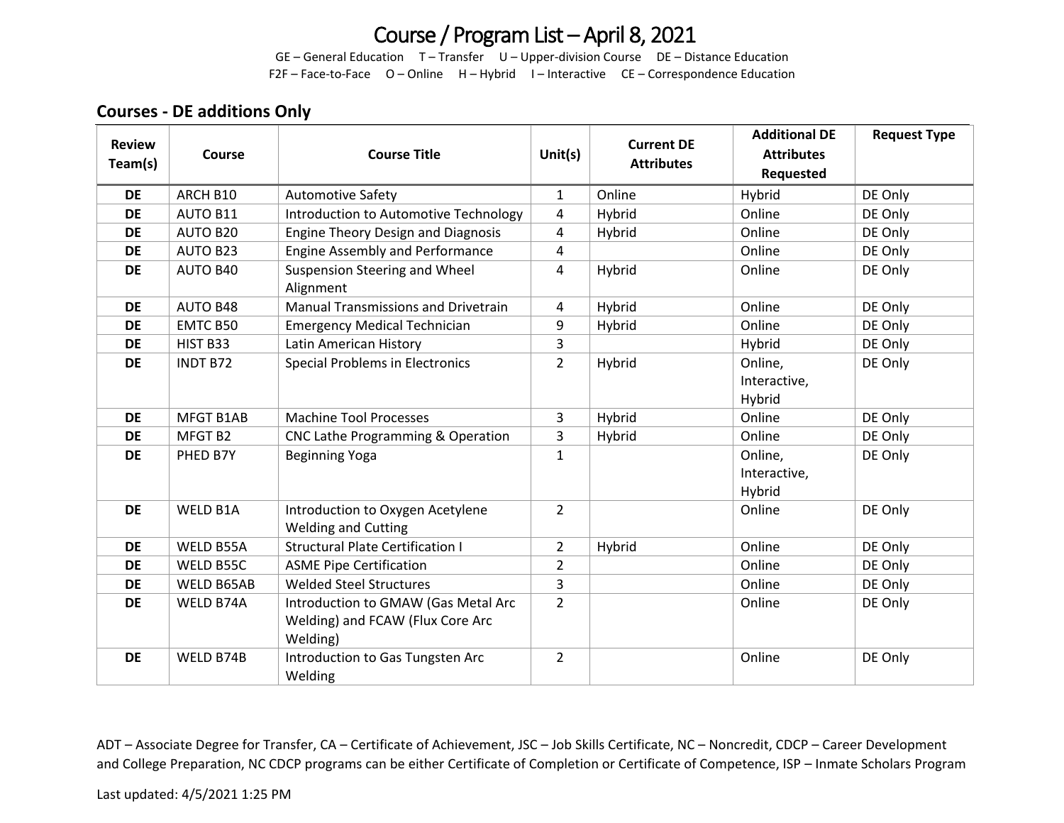# Course / Program List – April 8, 2021

GE – General Education T – Transfer U – Upper-division Course DE – Distance Education
F2F – Face-to-Face O – Online H – Hybrid I – Interactive CE – Correspondence Education

## Courses - DE additions Only

| Review Team(s) | Course | Course Title | Unit(s) | Current DE Attributes | Additional DE Attributes Requested | Request Type |
|---|---|---|---|---|---|---|
| **DE** | ARCH B10 | Automotive Safety | 1 | Online | Hybrid | DE Only |
| **DE** | AUTO B11 | Introduction to Automotive Technology | 4 | Hybrid | Online | DE Only |
| **DE** | AUTO B20 | Engine Theory Design and Diagnosis | 4 | Hybrid | Online | DE Only |
| **DE** | AUTO B23 | Engine Assembly and Performance | 4 | | Online | DE Only |
| **DE** | AUTO B40 | Suspension Steering and Wheel Alignment | 4 | Hybrid | Online | DE Only |
| **DE** | AUTO B48 | Manual Transmissions and Drivetrain | 4 | Hybrid | Online | DE Only |
| **DE** | EMTC B50 | Emergency Medical Technician | 9 | Hybrid | Online | DE Only |
| **DE** | HIST B33 | Latin American History | 3 | | Hybrid | DE Only |
| **DE** | INDT B72 | Special Problems in Electronics | 2 | Hybrid | Online, Interactive, Hybrid | DE Only |
| **DE** | MFGT B1AB | Machine Tool Processes | 3 | Hybrid | Online | DE Only |
| **DE** | MFGT B2 | CNC Lathe Programming & Operation | 3 | Hybrid | Online | DE Only |
| **DE** | PHED B7Y | Beginning Yoga | 1 | | Online, Interactive, Hybrid | DE Only |
| **DE** | WELD B1A | Introduction to Oxygen Acetylene Welding and Cutting | 2 | | Online | DE Only |
| **DE** | WELD B55A | Structural Plate Certification I | 2 | Hybrid | Online | DE Only |
| **DE** | WELD B55C | ASME Pipe Certification | 2 | | Online | DE Only |
| **DE** | WELD B65AB | Welded Steel Structures | 3 | | Online | DE Only |
| **DE** | WELD B74A | Introduction to GMAW (Gas Metal Arc Welding) and FCAW (Flux Core Arc Welding) | 2 | | Online | DE Only |
| **DE** | WELD B74B | Introduction to Gas Tungsten Arc Welding | 2 | | Online | DE Only |

ADT – Associate Degree for Transfer, CA – Certificate of Achievement, JSC – Job Skills Certificate, NC – Noncredit, CDCP – Career Development and College Preparation, NC CDCP programs can be either Certificate of Completion or Certificate of Competence, ISP – Inmate Scholars Program

Last updated: 4/5/2021 1:25 PM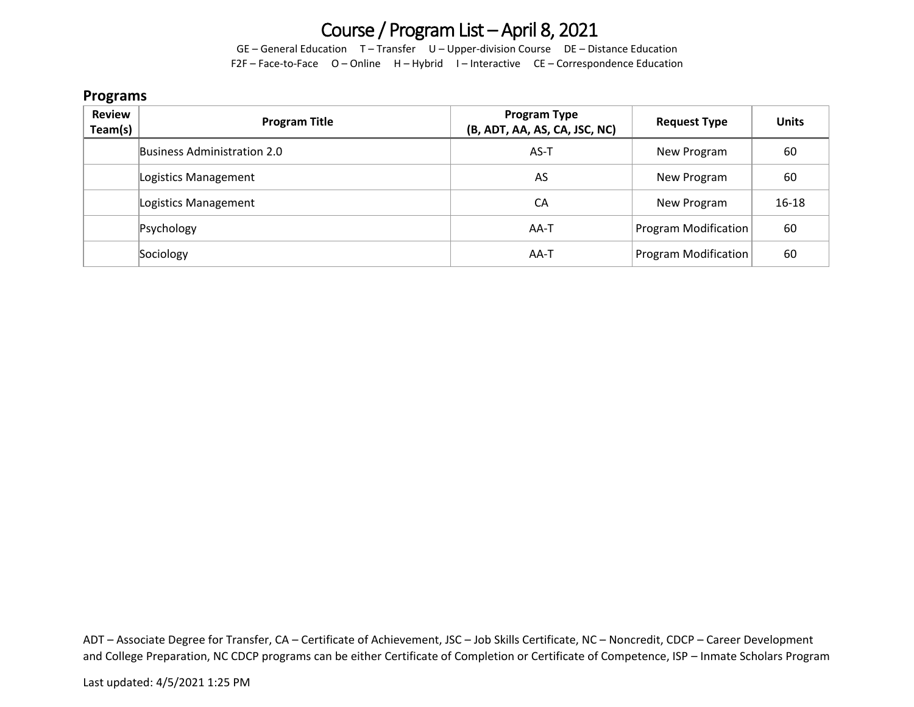# Course / Program List – April 8, 2021

GE – General Education T – Transfer U – Upper-division Course DE – Distance Education
F2F – Face-to-Face O – Online H – Hybrid I – Interactive CE – Correspondence Education

## Programs

| Review Team(s) | Program Title | Program Type (B, ADT, AA, AS, CA, JSC, NC) | Request Type | Units |
|---|---|---|---|---|
| | Business Administration 2.0 | AS-T | New Program | 60 |
| | Logistics Management | AS | New Program | 60 |
| | Logistics Management | CA | New Program | 16-18 |
| | Psychology | AA-T | Program Modification | 60 |
| | Sociology | AA-T | Program Modification | 60 |

ADT – Associate Degree for Transfer, CA – Certificate of Achievement, JSC – Job Skills Certificate, NC – Noncredit, CDCP – Career Development and College Preparation, NC CDCP programs can be either Certificate of Completion or Certificate of Competence, ISP – Inmate Scholars Program

Last updated: 4/5/2021 1:25 PM